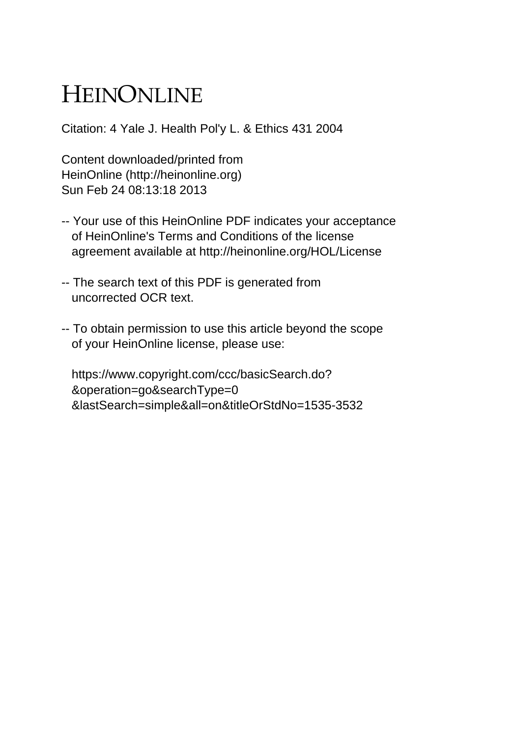# HEINONLINE

Citation: 4 Yale J. Health Pol'y L. & Ethics 431 2004

Content downloaded/printed from
HeinOnline (http://heinonline.org)
Sun Feb 24 08:13:18 2013

-- Your use of this HeinOnline PDF indicates your acceptance of HeinOnline's Terms and Conditions of the license agreement available at http://heinonline.org/HOL/License

-- The search text of this PDF is generated from uncorrected OCR text.

-- To obtain permission to use this article beyond the scope of your HeinOnline license, please use:

https://www.copyright.com/ccc/basicSearch.do?&operation=go&searchType=0&lastSearch=simple&all=on&titleOrStdNo=1535-3532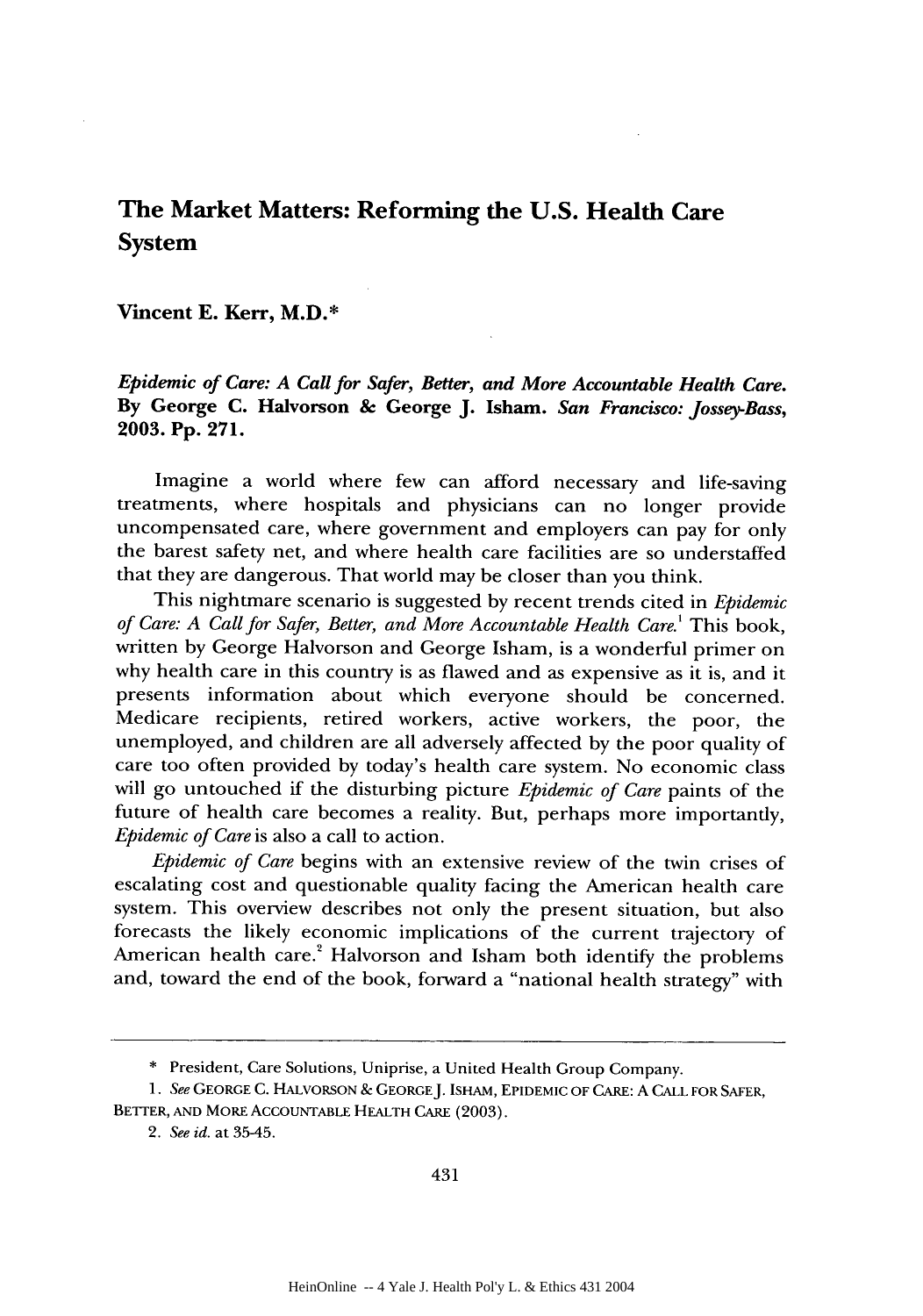# The Market Matters: Reforming the U.S. Health Care System

**Vincent E. Kerr, M.D.***

***Epidemic of Care: A Call for Safer, Better, and More Accountable Health Care.* By George C. Halvorson & George J. Isham.** *San Francisco: Jossey-Bass,* **2003. Pp. 271.**

Imagine a world where few can afford necessary and life-saving treatments, where hospitals and physicians can no longer provide uncompensated care, where government and employers can pay for only the barest safety net, and where health care facilities are so understaffed that they are dangerous. That world may be closer than you think.

This nightmare scenario is suggested by recent trends cited in *Epidemic of Care: A Call for Safer, Better, and More Accountable Health Care.*[1] This book, written by George Halvorson and George Isham, is a wonderful primer on why health care in this country is as flawed and as expensive as it is, and it presents information about which everyone should be concerned. Medicare recipients, retired workers, active workers, the poor, the unemployed, and children are all adversely affected by the poor quality of care too often provided by today's health care system. No economic class will go untouched if the disturbing picture *Epidemic of Care* paints of the future of health care becomes a reality. But, perhaps more importantly, *Epidemic of Care* is also a call to action.

*Epidemic of Care* begins with an extensive review of the twin crises of escalating cost and questionable quality facing the American health care system. This overview describes not only the present situation, but also forecasts the likely economic implications of the current trajectory of American health care.[2] Halvorson and Isham both identify the problems and, toward the end of the book, forward a "national health strategy" with

---

\* President, Care Solutions, Uniprise, a United Health Group Company.

1. *See* GEORGE C. HALVORSON & GEORGE J. ISHAM, EPIDEMIC OF CARE: A CALL FOR SAFER, BETTER, AND MORE ACCOUNTABLE HEALTH CARE (2003).

2. *See id.* at 35-45.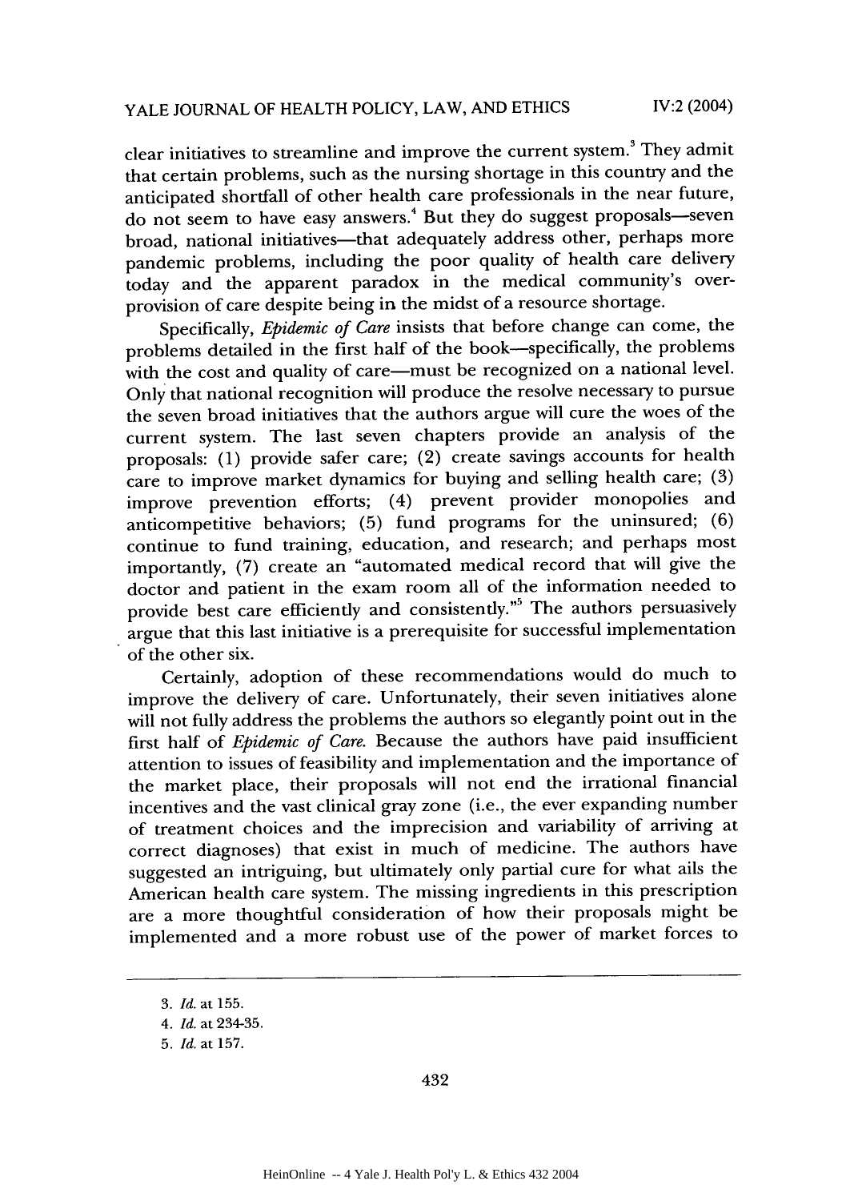clear initiatives to streamline and improve the current system.[3] They admit that certain problems, such as the nursing shortage in this country and the anticipated shortfall of other health care professionals in the near future, do not seem to have easy answers.[4] But they do suggest proposals—seven broad, national initiatives—that adequately address other, perhaps more pandemic problems, including the poor quality of health care delivery today and the apparent paradox in the medical community's over-provision of care despite being in the midst of a resource shortage.

Specifically, *Epidemic of Care* insists that before change can come, the problems detailed in the first half of the book—specifically, the problems with the cost and quality of care—must be recognized on a national level. Only that national recognition will produce the resolve necessary to pursue the seven broad initiatives that the authors argue will cure the woes of the current system. The last seven chapters provide an analysis of the proposals: (1) provide safer care; (2) create savings accounts for health care to improve market dynamics for buying and selling health care; (3) improve prevention efforts; (4) prevent provider monopolies and anticompetitive behaviors; (5) fund programs for the uninsured; (6) continue to fund training, education, and research; and perhaps most importantly, (7) create an "automated medical record that will give the doctor and patient in the exam room all of the information needed to provide best care efficiently and consistently."[5] The authors persuasively argue that this last initiative is a prerequisite for successful implementation of the other six.

Certainly, adoption of these recommendations would do much to improve the delivery of care. Unfortunately, their seven initiatives alone will not fully address the problems the authors so elegantly point out in the first half of *Epidemic of Care*. Because the authors have paid insufficient attention to issues of feasibility and implementation and the importance of the market place, their proposals will not end the irrational financial incentives and the vast clinical gray zone (i.e., the ever expanding number of treatment choices and the imprecision and variability of arriving at correct diagnoses) that exist in much of medicine. The authors have suggested an intriguing, but ultimately only partial cure for what ails the American health care system. The missing ingredients in this prescription are a more thoughtful consideration of how their proposals might be implemented and a more robust use of the power of market forces to

---

3. *Id.* at 155.

4. *Id.* at 234-35.

5. *Id.* at 157.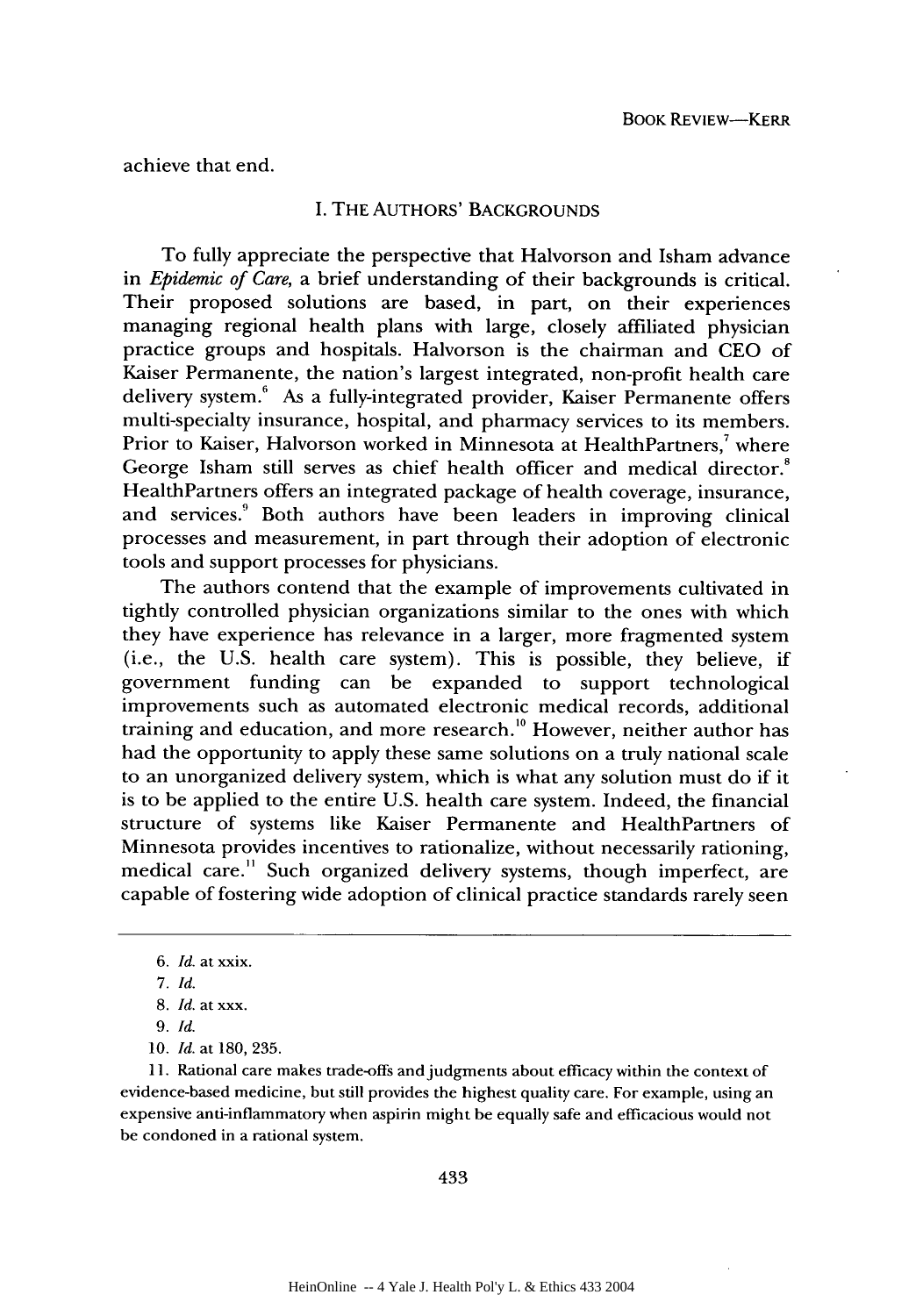achieve that end.

## I. THE AUTHORS' BACKGROUNDS

To fully appreciate the perspective that Halvorson and Isham advance in *Epidemic of Care*, a brief understanding of their backgrounds is critical. Their proposed solutions are based, in part, on their experiences managing regional health plans with large, closely affiliated physician practice groups and hospitals. Halvorson is the chairman and CEO of Kaiser Permanente, the nation's largest integrated, non-profit health care delivery system.[6] As a fully-integrated provider, Kaiser Permanente offers multi-specialty insurance, hospital, and pharmacy services to its members. Prior to Kaiser, Halvorson worked in Minnesota at HealthPartners,[7] where George Isham still serves as chief health officer and medical director.[8] HealthPartners offers an integrated package of health coverage, insurance, and services.[9] Both authors have been leaders in improving clinical processes and measurement, in part through their adoption of electronic tools and support processes for physicians.

The authors contend that the example of improvements cultivated in tightly controlled physician organizations similar to the ones with which they have experience has relevance in a larger, more fragmented system (i.e., the U.S. health care system). This is possible, they believe, if government funding can be expanded to support technological improvements such as automated electronic medical records, additional training and education, and more research.[10] However, neither author has had the opportunity to apply these same solutions on a truly national scale to an unorganized delivery system, which is what any solution must do if it is to be applied to the entire U.S. health care system. Indeed, the financial structure of systems like Kaiser Permanente and HealthPartners of Minnesota provides incentives to rationalize, without necessarily rationing, medical care.[11] Such organized delivery systems, though imperfect, are capable of fostering wide adoption of clinical practice standards rarely seen

---

6. *Id.* at xxix.

7. *Id.*

8. *Id.* at xxx.

9. *Id.*

10. *Id.* at 180, 235.

11. Rational care makes trade-offs and judgments about efficacy within the context of evidence-based medicine, but still provides the highest quality care. For example, using an expensive anti-inflammatory when aspirin might be equally safe and efficacious would not be condoned in a rational system.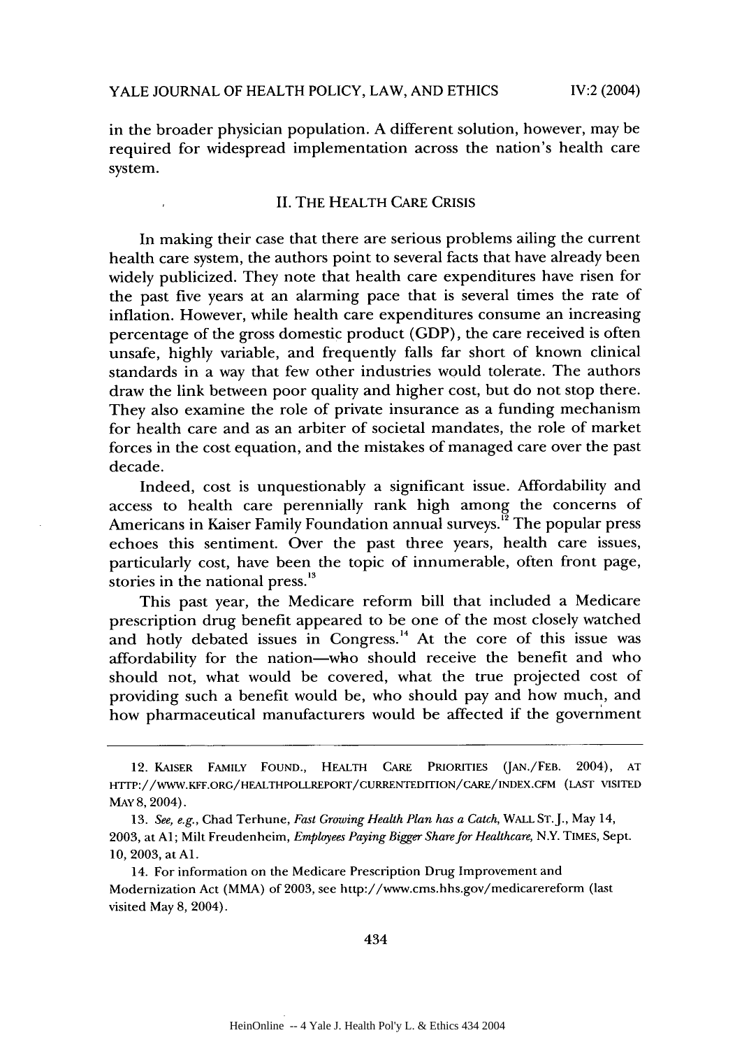in the broader physician population. A different solution, however, may be required for widespread implementation across the nation's health care system.

## II. THE HEALTH CARE CRISIS

In making their case that there are serious problems ailing the current health care system, the authors point to several facts that have already been widely publicized. They note that health care expenditures have risen for the past five years at an alarming pace that is several times the rate of inflation. However, while health care expenditures consume an increasing percentage of the gross domestic product (GDP), the care received is often unsafe, highly variable, and frequently falls far short of known clinical standards in a way that few other industries would tolerate. The authors draw the link between poor quality and higher cost, but do not stop there. They also examine the role of private insurance as a funding mechanism for health care and as an arbiter of societal mandates, the role of market forces in the cost equation, and the mistakes of managed care over the past decade.

Indeed, cost is unquestionably a significant issue. Affordability and access to health care perennially rank high among the concerns of Americans in Kaiser Family Foundation annual surveys.[12] The popular press echoes this sentiment. Over the past three years, health care issues, particularly cost, have been the topic of innumerable, often front page, stories in the national press.[13]

This past year, the Medicare reform bill that included a Medicare prescription drug benefit appeared to be one of the most closely watched and hotly debated issues in Congress.[14] At the core of this issue was affordability for the nation—who should receive the benefit and who should not, what would be covered, what the true projected cost of providing such a benefit would be, who should pay and how much, and how pharmaceutical manufacturers would be affected if the government

---

12. KAISER FAMILY FOUND., HEALTH CARE PRIORITIES (JAN./FEB. 2004), AT HTTP://WWW.KFF.ORG/HEALTHPOLLREPORT/CURRENTEDITION/CARE/INDEX.CFM (LAST VISITED MAY 8, 2004).

13. *See, e.g.*, Chad Terhune, *Fast Growing Health Plan has a Catch*, WALL ST. J., May 14, 2003, at A1; Milt Freudenheim, *Employees Paying Bigger Share for Healthcare*, N.Y. TIMES, Sept. 10, 2003, at A1.

14. For information on the Medicare Prescription Drug Improvement and Modernization Act (MMA) of 2003, see http://www.cms.hhs.gov/medicarereform (last visited May 8, 2004).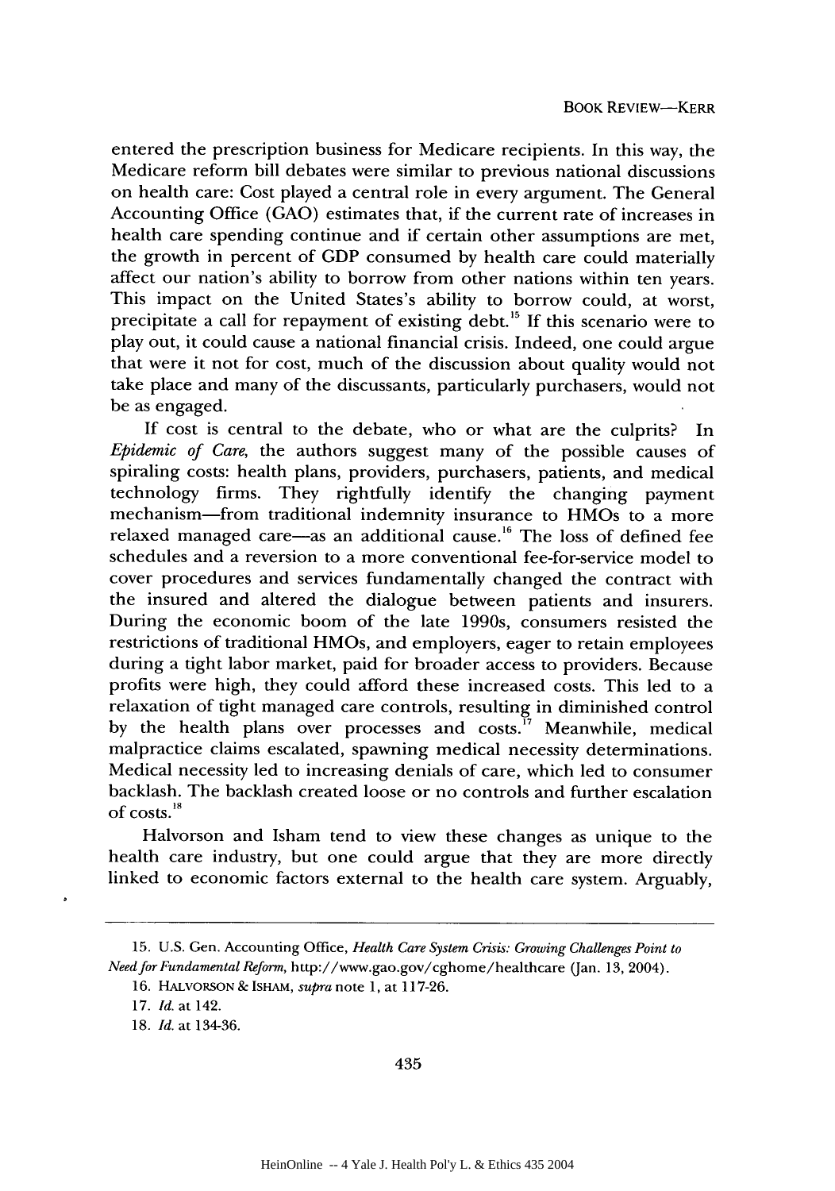entered the prescription business for Medicare recipients. In this way, the Medicare reform bill debates were similar to previous national discussions on health care: Cost played a central role in every argument. The General Accounting Office (GAO) estimates that, if the current rate of increases in health care spending continue and if certain other assumptions are met, the growth in percent of GDP consumed by health care could materially affect our nation's ability to borrow from other nations within ten years. This impact on the United States's ability to borrow could, at worst, precipitate a call for repayment of existing debt.[15] If this scenario were to play out, it could cause a national financial crisis. Indeed, one could argue that were it not for cost, much of the discussion about quality would not take place and many of the discussants, particularly purchasers, would not be as engaged.

If cost is central to the debate, who or what are the culprits? In *Epidemic of Care*, the authors suggest many of the possible causes of spiraling costs: health plans, providers, purchasers, patients, and medical technology firms. They rightfully identify the changing payment mechanism—from traditional indemnity insurance to HMOs to a more relaxed managed care—as an additional cause.[16] The loss of defined fee schedules and a reversion to a more conventional fee-for-service model to cover procedures and services fundamentally changed the contract with the insured and altered the dialogue between patients and insurers. During the economic boom of the late 1990s, consumers resisted the restrictions of traditional HMOs, and employers, eager to retain employees during a tight labor market, paid for broader access to providers. Because profits were high, they could afford these increased costs. This led to a relaxation of tight managed care controls, resulting in diminished control by the health plans over processes and costs.[17] Meanwhile, medical malpractice claims escalated, spawning medical necessity determinations. Medical necessity led to increasing denials of care, which led to consumer backlash. The backlash created loose or no controls and further escalation of costs.[18]

Halvorson and Isham tend to view these changes as unique to the health care industry, but one could argue that they are more directly linked to economic factors external to the health care system. Arguably,

---

15. U.S. Gen. Accounting Office, *Health Care System Crisis: Growing Challenges Point to Need for Fundamental Reform*, http://www.gao.gov/cghome/healthcare (Jan. 13, 2004).

16. HALVORSON & ISHAM, *supra* note 1, at 117-26.

17. *Id.* at 142.

18. *Id.* at 134-36.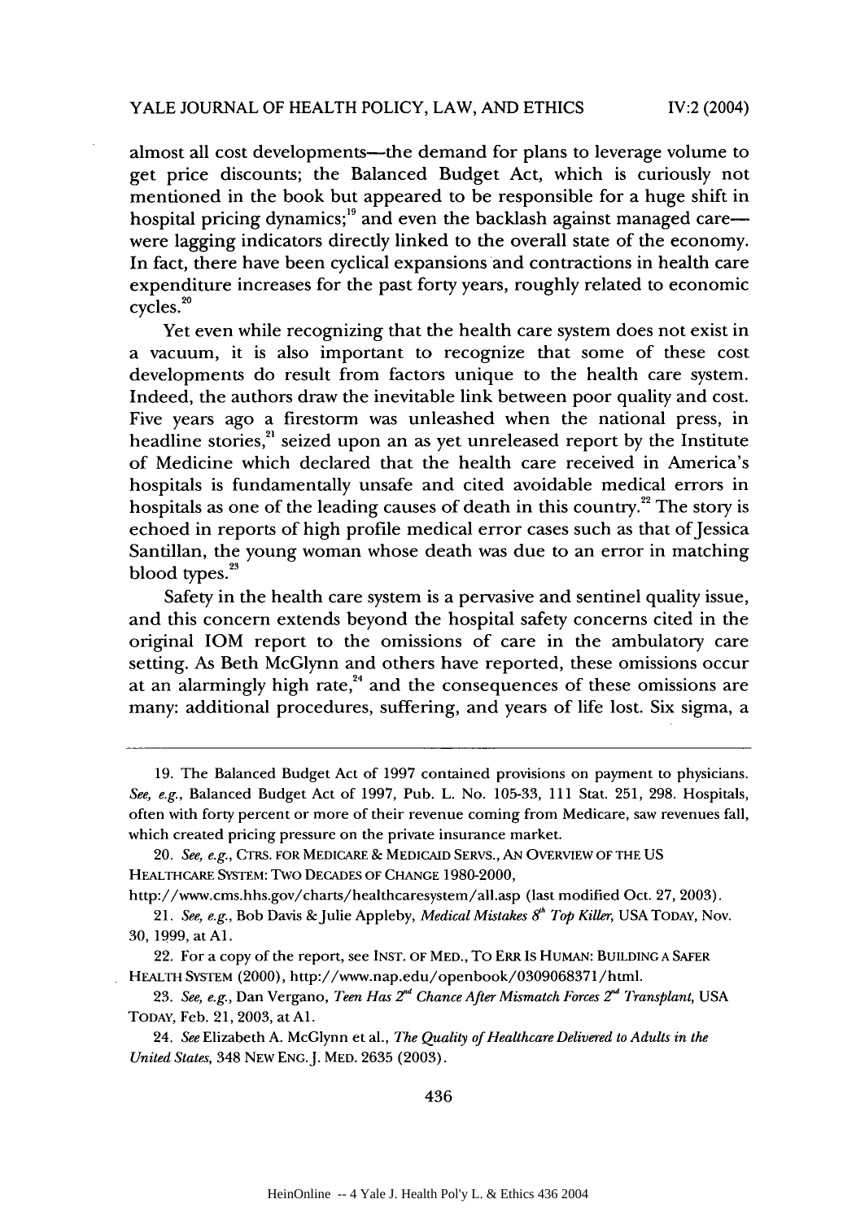almost all cost developments—the demand for plans to leverage volume to get price discounts; the Balanced Budget Act, which is curiously not mentioned in the book but appeared to be responsible for a huge shift in hospital pricing dynamics;[19] and even the backlash against managed care—were lagging indicators directly linked to the overall state of the economy. In fact, there have been cyclical expansions and contractions in health care expenditure increases for the past forty years, roughly related to economic cycles.[20]

Yet even while recognizing that the health care system does not exist in a vacuum, it is also important to recognize that some of these cost developments do result from factors unique to the health care system. Indeed, the authors draw the inevitable link between poor quality and cost. Five years ago a firestorm was unleashed when the national press, in headline stories,[21] seized upon an as yet unreleased report by the Institute of Medicine which declared that the health care received in America's hospitals is fundamentally unsafe and cited avoidable medical errors in hospitals as one of the leading causes of death in this country.[22] The story is echoed in reports of high profile medical error cases such as that of Jessica Santillan, the young woman whose death was due to an error in matching blood types.[23]

Safety in the health care system is a pervasive and sentinel quality issue, and this concern extends beyond the hospital safety concerns cited in the original IOM report to the omissions of care in the ambulatory care setting. As Beth McGlynn and others have reported, these omissions occur at an alarmingly high rate,[24] and the consequences of these omissions are many: additional procedures, suffering, and years of life lost. Six sigma, a

---

19. The Balanced Budget Act of 1997 contained provisions on payment to physicians. *See, e.g.*, Balanced Budget Act of 1997, Pub. L. No. 105-33, 111 Stat. 251, 298. Hospitals, often with forty percent or more of their revenue coming from Medicare, saw revenues fall, which created pricing pressure on the private insurance market.

20. *See, e.g.*, CTRS. FOR MEDICARE & MEDICAID SERVS., AN OVERVIEW OF THE US HEALTHCARE SYSTEM: TWO DECADES OF CHANGE 1980-2000, http://www.cms.hhs.gov/charts/healthcaresystem/all.asp (last modified Oct. 27, 2003).

21. *See, e.g.*, Bob Davis & Julie Appleby, *Medical Mistakes 8th Top Killer*, USA TODAY, Nov. 30, 1999, at A1.

22. For a copy of the report, see INST. OF MED., TO ERR IS HUMAN: BUILDING A SAFER HEALTH SYSTEM (2000), http://www.nap.edu/openbook/0309068371/html.

23. *See, e.g.*, Dan Vergano, *Teen Has 2nd Chance After Mismatch Forces 2nd Transplant*, USA TODAY, Feb. 21, 2003, at A1.

24. *See* Elizabeth A. McGlynn et al., *The Quality of Healthcare Delivered to Adults in the United States*, 348 NEW ENG. J. MED. 2635 (2003).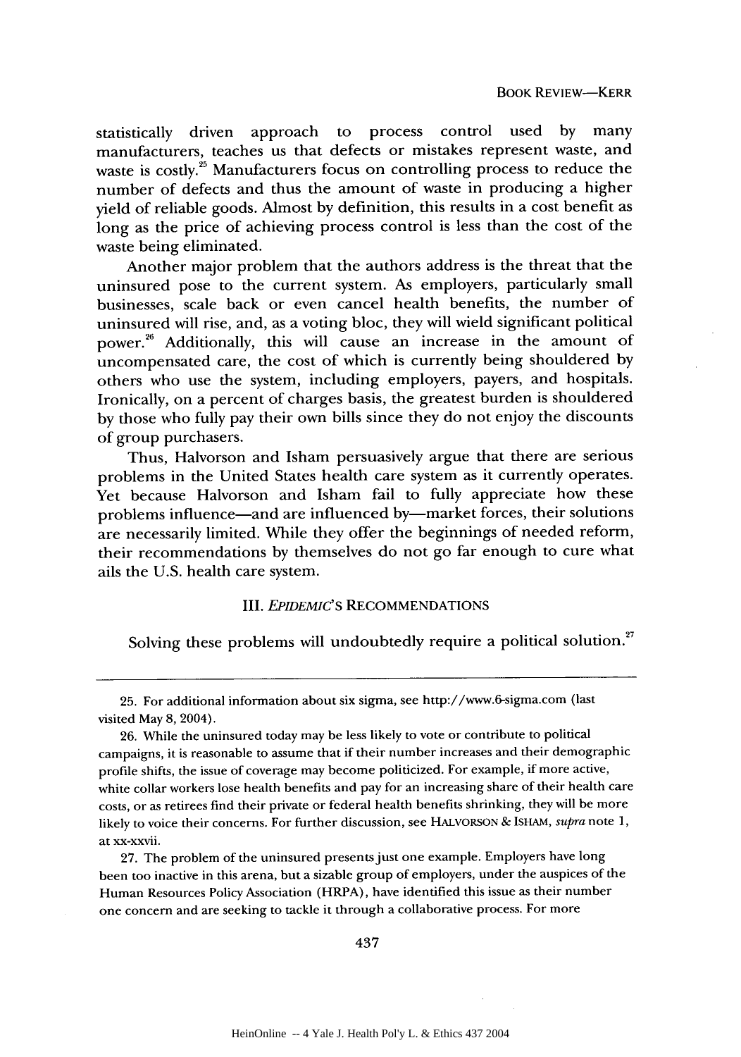statistically driven approach to process control used by many manufacturers, teaches us that defects or mistakes represent waste, and waste is costly.[25] Manufacturers focus on controlling process to reduce the number of defects and thus the amount of waste in producing a higher yield of reliable goods. Almost by definition, this results in a cost benefit as long as the price of achieving process control is less than the cost of the waste being eliminated.

Another major problem that the authors address is the threat that the uninsured pose to the current system. As employers, particularly small businesses, scale back or even cancel health benefits, the number of uninsured will rise, and, as a voting bloc, they will wield significant political power.[26] Additionally, this will cause an increase in the amount of uncompensated care, the cost of which is currently being shouldered by others who use the system, including employers, payers, and hospitals. Ironically, on a percent of charges basis, the greatest burden is shouldered by those who fully pay their own bills since they do not enjoy the discounts of group purchasers.

Thus, Halvorson and Isham persuasively argue that there are serious problems in the United States health care system as it currently operates. Yet because Halvorson and Isham fail to fully appreciate how these problems influence—and are influenced by—market forces, their solutions are necessarily limited. While they offer the beginnings of needed reform, their recommendations by themselves do not go far enough to cure what ails the U.S. health care system.

## III. *EPIDEMIC*'S RECOMMENDATIONS

Solving these problems will undoubtedly require a political solution.[27]

---

25. For additional information about six sigma, see http://www.6-sigma.com (last visited May 8, 2004).

26. While the uninsured today may be less likely to vote or contribute to political campaigns, it is reasonable to assume that if their number increases and their demographic profile shifts, the issue of coverage may become politicized. For example, if more active, white collar workers lose health benefits and pay for an increasing share of their health care costs, or as retirees find their private or federal health benefits shrinking, they will be more likely to voice their concerns. For further discussion, see HALVORSON & ISHAM, *supra* note 1, at xx-xxvii.

27. The problem of the uninsured presents just one example. Employers have long been too inactive in this arena, but a sizable group of employers, under the auspices of the Human Resources Policy Association (HRPA), have identified this issue as their number one concern and are seeking to tackle it through a collaborative process. For more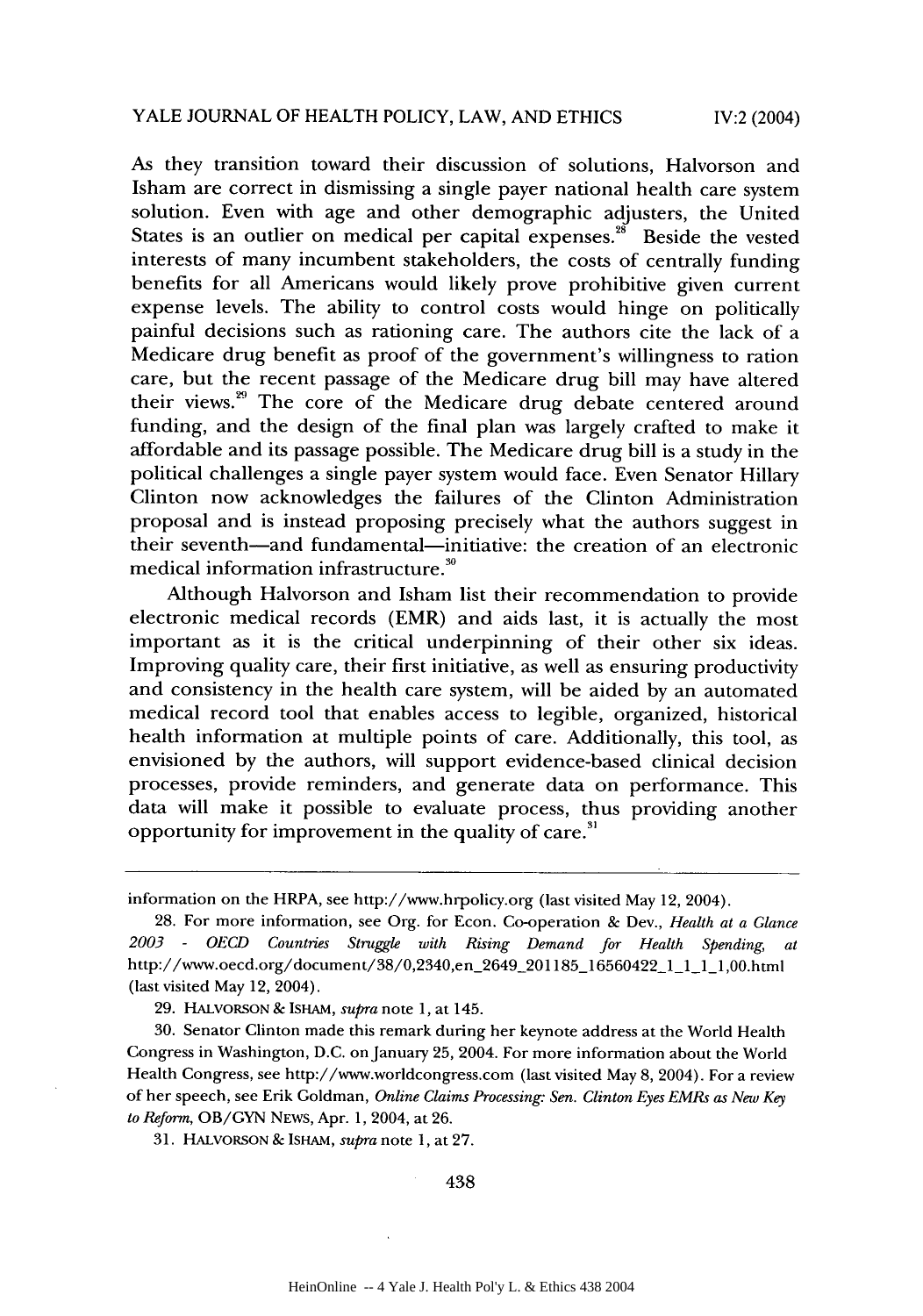As they transition toward their discussion of solutions, Halvorson and Isham are correct in dismissing a single payer national health care system solution. Even with age and other demographic adjusters, the United States is an outlier on medical per capital expenses.[28] Beside the vested interests of many incumbent stakeholders, the costs of centrally funding benefits for all Americans would likely prove prohibitive given current expense levels. The ability to control costs would hinge on politically painful decisions such as rationing care. The authors cite the lack of a Medicare drug benefit as proof of the government's willingness to ration care, but the recent passage of the Medicare drug bill may have altered their views.[29] The core of the Medicare drug debate centered around funding, and the design of the final plan was largely crafted to make it affordable and its passage possible. The Medicare drug bill is a study in the political challenges a single payer system would face. Even Senator Hillary Clinton now acknowledges the failures of the Clinton Administration proposal and is instead proposing precisely what the authors suggest in their seventh—and fundamental—initiative: the creation of an electronic medical information infrastructure.[30]

Although Halvorson and Isham list their recommendation to provide electronic medical records (EMR) and aids last, it is actually the most important as it is the critical underpinning of their other six ideas. Improving quality care, their first initiative, as well as ensuring productivity and consistency in the health care system, will be aided by an automated medical record tool that enables access to legible, organized, historical health information at multiple points of care. Additionally, this tool, as envisioned by the authors, will support evidence-based clinical decision processes, provide reminders, and generate data on performance. This data will make it possible to evaluate process, thus providing another opportunity for improvement in the quality of care.[31]

---

information on the HRPA, see http://www.hrpolicy.org (last visited May 12, 2004).

28. For more information, see Org. for Econ. Co-operation & Dev., *Health at a Glance 2003 - OECD Countries Struggle with Rising Demand for Health Spending*, *at* http://www.oecd.org/document/38/0,2340,en_2649_201185_16560422_1_1_1_1,00.html (last visited May 12, 2004).

29. HALVORSON & ISHAM, *supra* note 1, at 145.

30. Senator Clinton made this remark during her keynote address at the World Health Congress in Washington, D.C. on January 25, 2004. For more information about the World Health Congress, see http://www.worldcongress.com (last visited May 8, 2004). For a review of her speech, see Erik Goldman, *Online Claims Processing: Sen. Clinton Eyes EMRs as New Key to Reform*, OB/GYN NEWS, Apr. 1, 2004, at 26.

31. HALVORSON & ISHAM, *supra* note 1, at 27.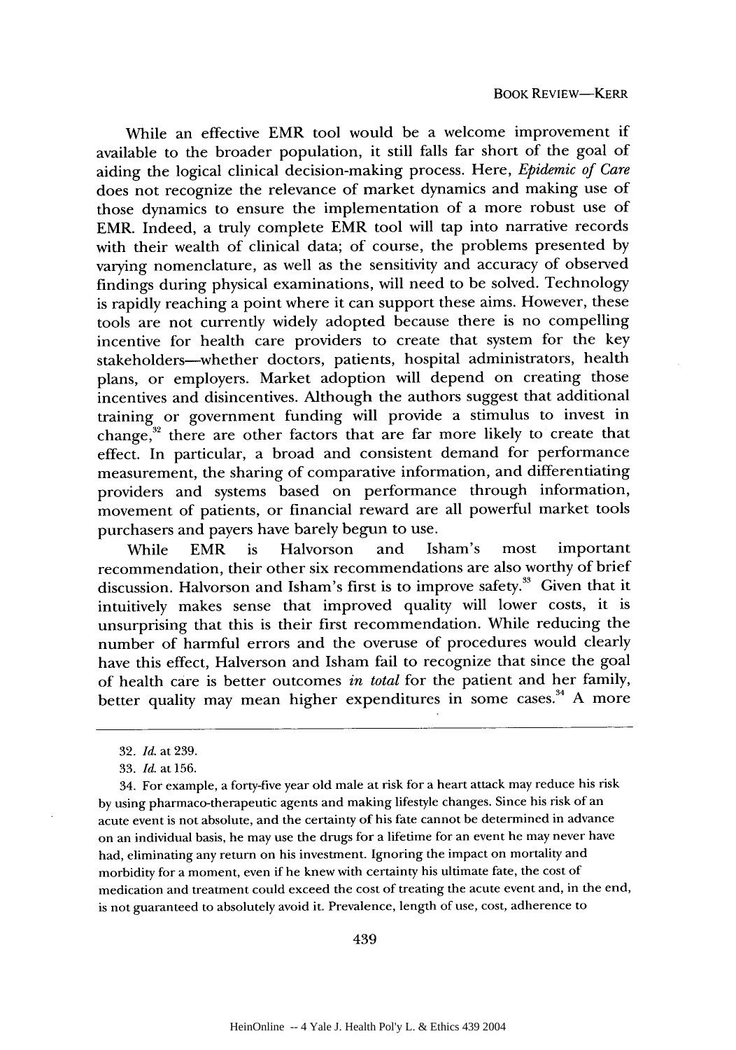While an effective EMR tool would be a welcome improvement if available to the broader population, it still falls far short of the goal of aiding the logical clinical decision-making process. Here, *Epidemic of Care* does not recognize the relevance of market dynamics and making use of those dynamics to ensure the implementation of a more robust use of EMR. Indeed, a truly complete EMR tool will tap into narrative records with their wealth of clinical data; of course, the problems presented by varying nomenclature, as well as the sensitivity and accuracy of observed findings during physical examinations, will need to be solved. Technology is rapidly reaching a point where it can support these aims. However, these tools are not currently widely adopted because there is no compelling incentive for health care providers to create that system for the key stakeholders—whether doctors, patients, hospital administrators, health plans, or employers. Market adoption will depend on creating those incentives and disincentives. Although the authors suggest that additional training or government funding will provide a stimulus to invest in change,[32] there are other factors that are far more likely to create that effect. In particular, a broad and consistent demand for performance measurement, the sharing of comparative information, and differentiating providers and systems based on performance through information, movement of patients, or financial reward are all powerful market tools purchasers and payers have barely begun to use.

While EMR is Halvorson and Isham's most important recommendation, their other six recommendations are also worthy of brief discussion. Halvorson and Isham's first is to improve safety.[33] Given that it intuitively makes sense that improved quality will lower costs, it is unsurprising that this is their first recommendation. While reducing the number of harmful errors and the overuse of procedures would clearly have this effect, Halverson and Isham fail to recognize that since the goal of health care is better outcomes *in total* for the patient and her family, better quality may mean higher expenditures in some cases.[34] A more

---

32. *Id.* at 239.

33. *Id.* at 156.

34. For example, a forty-five year old male at risk for a heart attack may reduce his risk by using pharmaco-therapeutic agents and making lifestyle changes. Since his risk of an acute event is not absolute, and the certainty of his fate cannot be determined in advance on an individual basis, he may use the drugs for a lifetime for an event he may never have had, eliminating any return on his investment. Ignoring the impact on mortality and morbidity for a moment, even if he knew with certainty his ultimate fate, the cost of medication and treatment could exceed the cost of treating the acute event and, in the end, is not guaranteed to absolutely avoid it. Prevalence, length of use, cost, adherence to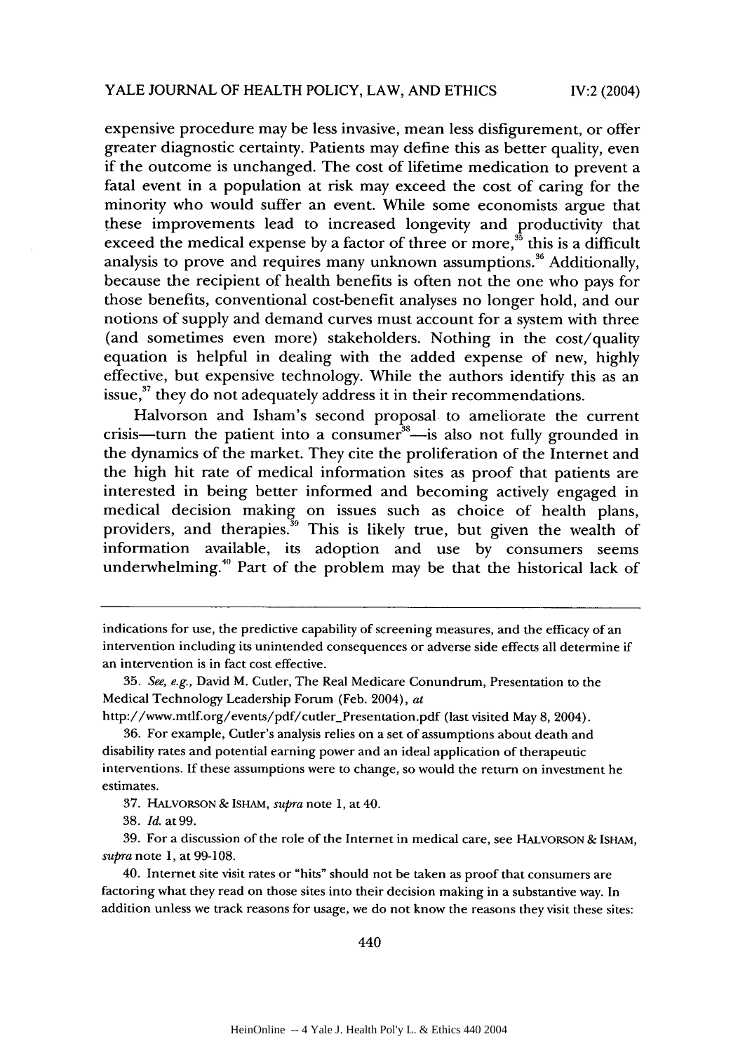expensive procedure may be less invasive, mean less disfigurement, or offer greater diagnostic certainty. Patients may define this as better quality, even if the outcome is unchanged. The cost of lifetime medication to prevent a fatal event in a population at risk may exceed the cost of caring for the minority who would suffer an event. While some economists argue that these improvements lead to increased longevity and productivity that exceed the medical expense by a factor of three or more,[35] this is a difficult analysis to prove and requires many unknown assumptions.[36] Additionally, because the recipient of health benefits is often not the one who pays for those benefits, conventional cost-benefit analyses no longer hold, and our notions of supply and demand curves must account for a system with three (and sometimes even more) stakeholders. Nothing in the cost/quality equation is helpful in dealing with the added expense of new, highly effective, but expensive technology. While the authors identify this as an issue,[37] they do not adequately address it in their recommendations.

Halvorson and Isham's second proposal to ameliorate the current crisis—turn the patient into a consumer[38]—is also not fully grounded in the dynamics of the market. They cite the proliferation of the Internet and the high hit rate of medical information sites as proof that patients are interested in being better informed and becoming actively engaged in medical decision making on issues such as choice of health plans, providers, and therapies.[39] This is likely true, but given the wealth of information available, its adoption and use by consumers seems underwhelming.[40] Part of the problem may be that the historical lack of

---

indications for use, the predictive capability of screening measures, and the efficacy of an intervention including its unintended consequences or adverse side effects all determine if an intervention is in fact cost effective.

35. *See, e.g.*, David M. Cutler, The Real Medicare Conundrum, Presentation to the Medical Technology Leadership Forum (Feb. 2004), *at* http://www.mtlf.org/events/pdf/cutler_Presentation.pdf (last visited May 8, 2004).

36. For example, Cutler's analysis relies on a set of assumptions about death and disability rates and potential earning power and an ideal application of therapeutic interventions. If these assumptions were to change, so would the return on investment he estimates.

37. HALVORSON & ISHAM, *supra* note 1, at 40.

38. *Id.* at 99.

39. For a discussion of the role of the Internet in medical care, see HALVORSON & ISHAM, *supra* note 1, at 99-108.

40. Internet site visit rates or "hits" should not be taken as proof that consumers are factoring what they read on those sites into their decision making in a substantive way. In addition unless we track reasons for usage, we do not know the reasons they visit these sites: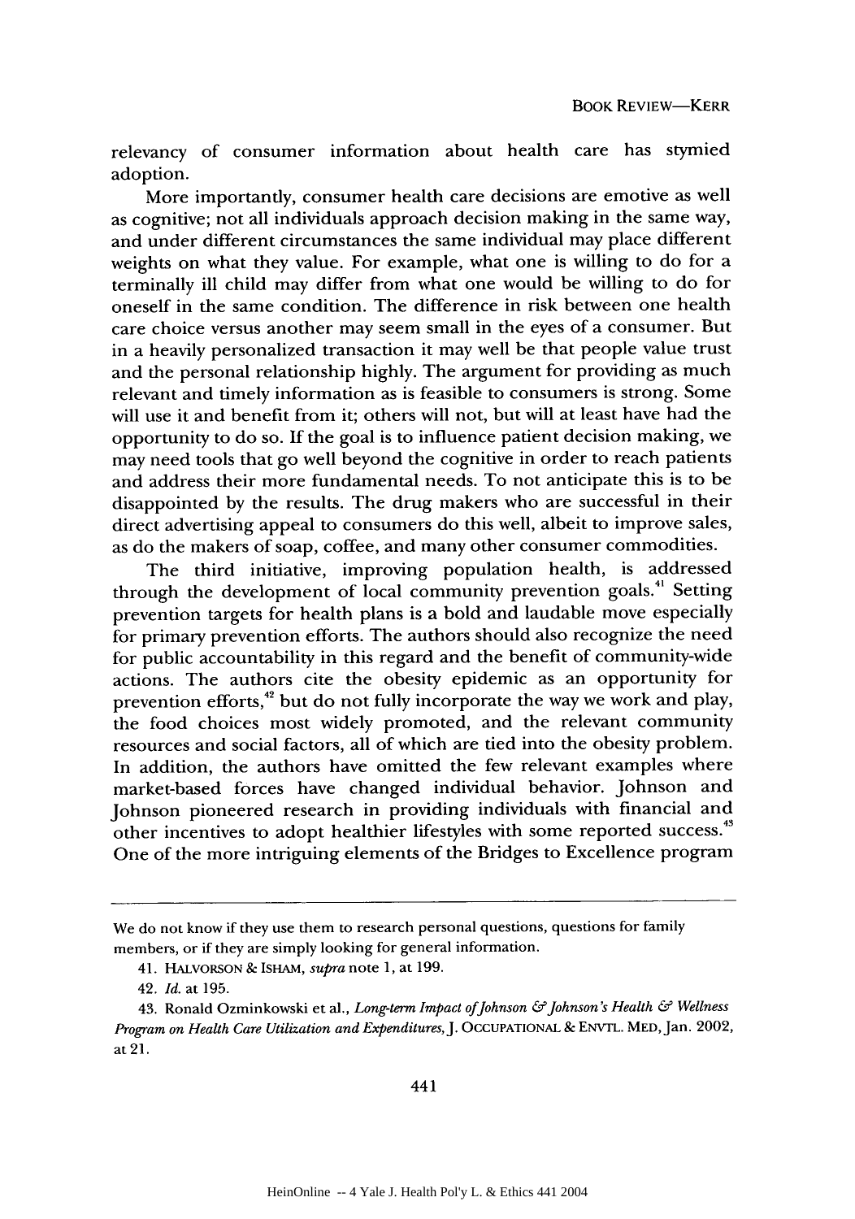relevancy of consumer information about health care has stymied adoption.

More importantly, consumer health care decisions are emotive as well as cognitive; not all individuals approach decision making in the same way, and under different circumstances the same individual may place different weights on what they value. For example, what one is willing to do for a terminally ill child may differ from what one would be willing to do for oneself in the same condition. The difference in risk between one health care choice versus another may seem small in the eyes of a consumer. But in a heavily personalized transaction it may well be that people value trust and the personal relationship highly. The argument for providing as much relevant and timely information as is feasible to consumers is strong. Some will use it and benefit from it; others will not, but will at least have had the opportunity to do so. If the goal is to influence patient decision making, we may need tools that go well beyond the cognitive in order to reach patients and address their more fundamental needs. To not anticipate this is to be disappointed by the results. The drug makers who are successful in their direct advertising appeal to consumers do this well, albeit to improve sales, as do the makers of soap, coffee, and many other consumer commodities.

The third initiative, improving population health, is addressed through the development of local community prevention goals.[41] Setting prevention targets for health plans is a bold and laudable move especially for primary prevention efforts. The authors should also recognize the need for public accountability in this regard and the benefit of community-wide actions. The authors cite the obesity epidemic as an opportunity for prevention efforts,[42] but do not fully incorporate the way we work and play, the food choices most widely promoted, and the relevant community resources and social factors, all of which are tied into the obesity problem. In addition, the authors have omitted the few relevant examples where market-based forces have changed individual behavior. Johnson and Johnson pioneered research in providing individuals with financial and other incentives to adopt healthier lifestyles with some reported success.[43] One of the more intriguing elements of the Bridges to Excellence program

---

We do not know if they use them to research personal questions, questions for family members, or if they are simply looking for general information.

41. HALVORSON & ISHAM, *supra* note 1, at 199.

42. *Id.* at 195.

43. Ronald Ozminkowski et al., *Long-term Impact of Johnson & Johnson's Health & Wellness Program on Health Care Utilization and Expenditures*, J. OCCUPATIONAL & ENVTL. MED, Jan. 2002, at 21.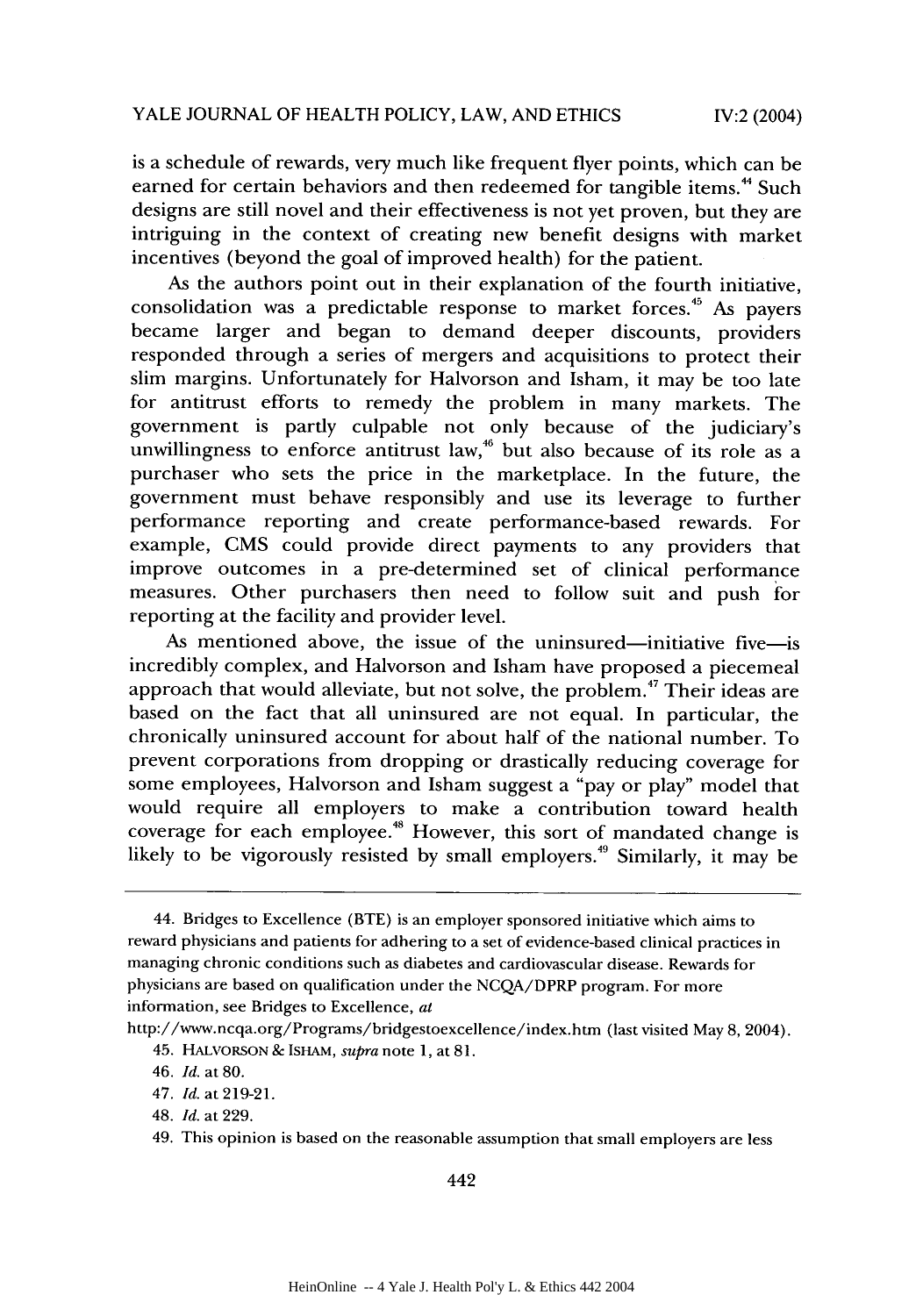is a schedule of rewards, very much like frequent flyer points, which can be earned for certain behaviors and then redeemed for tangible items.[44] Such designs are still novel and their effectiveness is not yet proven, but they are intriguing in the context of creating new benefit designs with market incentives (beyond the goal of improved health) for the patient.

As the authors point out in their explanation of the fourth initiative, consolidation was a predictable response to market forces.[45] As payers became larger and began to demand deeper discounts, providers responded through a series of mergers and acquisitions to protect their slim margins. Unfortunately for Halvorson and Isham, it may be too late for antitrust efforts to remedy the problem in many markets. The government is partly culpable not only because of the judiciary's unwillingness to enforce antitrust law,[46] but also because of its role as a purchaser who sets the price in the marketplace. In the future, the government must behave responsibly and use its leverage to further performance reporting and create performance-based rewards. For example, CMS could provide direct payments to any providers that improve outcomes in a pre-determined set of clinical performance measures. Other purchasers then need to follow suit and push for reporting at the facility and provider level.

As mentioned above, the issue of the uninsured—initiative five—is incredibly complex, and Halvorson and Isham have proposed a piecemeal approach that would alleviate, but not solve, the problem.[47] Their ideas are based on the fact that all uninsured are not equal. In particular, the chronically uninsured account for about half of the national number. To prevent corporations from dropping or drastically reducing coverage for some employees, Halvorson and Isham suggest a "pay or play" model that would require all employers to make a contribution toward health coverage for each employee.[48] However, this sort of mandated change is likely to be vigorously resisted by small employers.[49] Similarly, it may be

---

44. Bridges to Excellence (BTE) is an employer sponsored initiative which aims to reward physicians and patients for adhering to a set of evidence-based clinical practices in managing chronic conditions such as diabetes and cardiovascular disease. Rewards for physicians are based on qualification under the NCQA/DPRP program. For more information, see Bridges to Excellence, *at* http://www.ncqa.org/Programs/bridgestoexcellence/index.htm (last visited May 8, 2004).

45. HALVORSON & ISHAM, *supra* note 1, at 81.

46. *Id.* at 80.

47. *Id.* at 219-21.

48. *Id.* at 229.

49. This opinion is based on the reasonable assumption that small employers are less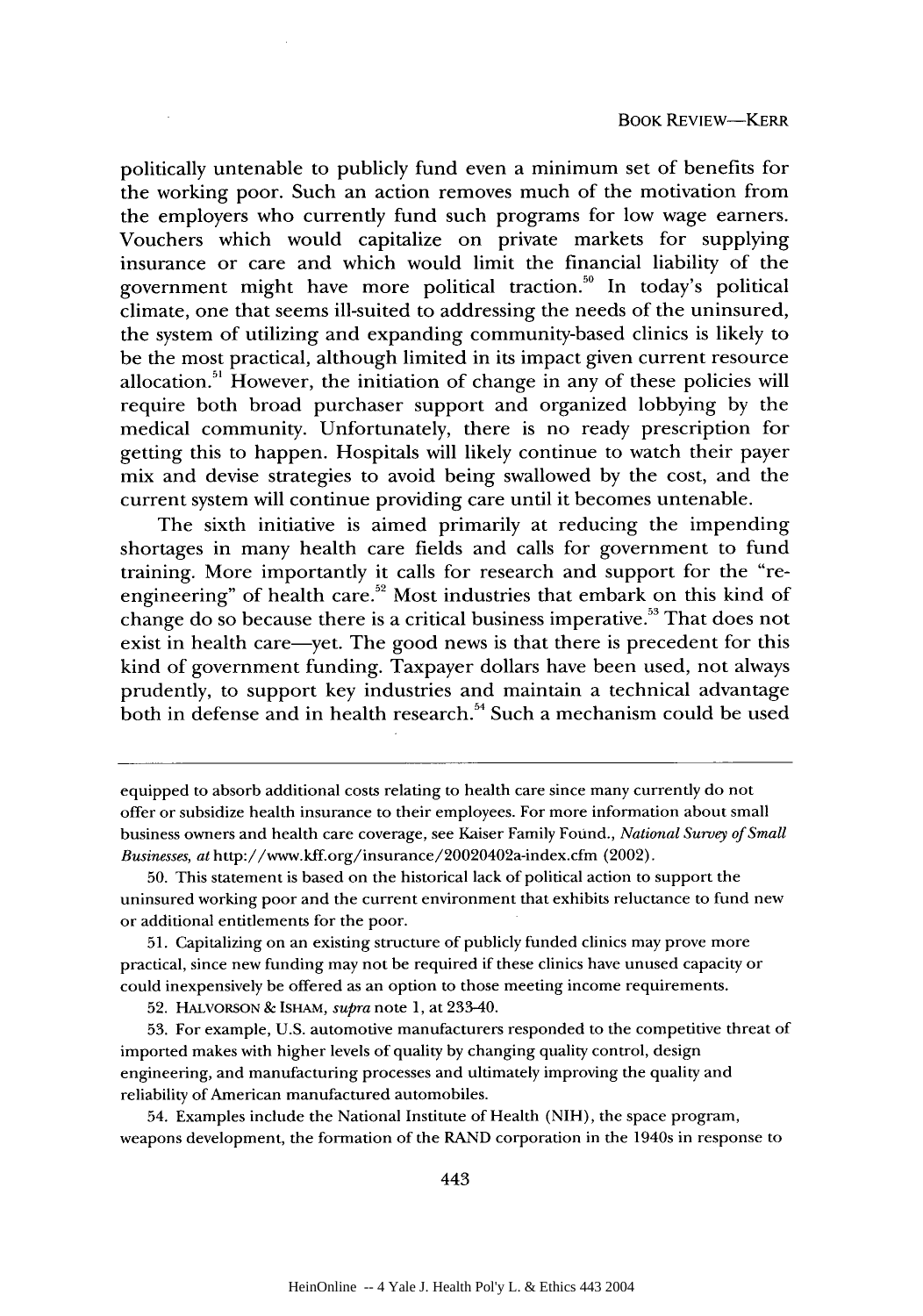politically untenable to publicly fund even a minimum set of benefits for the working poor. Such an action removes much of the motivation from the employers who currently fund such programs for low wage earners. Vouchers which would capitalize on private markets for supplying insurance or care and which would limit the financial liability of the government might have more political traction.[50] In today's political climate, one that seems ill-suited to addressing the needs of the uninsured, the system of utilizing and expanding community-based clinics is likely to be the most practical, although limited in its impact given current resource allocation.[51] However, the initiation of change in any of these policies will require both broad purchaser support and organized lobbying by the medical community. Unfortunately, there is no ready prescription for getting this to happen. Hospitals will likely continue to watch their payer mix and devise strategies to avoid being swallowed by the cost, and the current system will continue providing care until it becomes untenable.

The sixth initiative is aimed primarily at reducing the impending shortages in many health care fields and calls for government to fund training. More importantly it calls for research and support for the "re-engineering" of health care.[52] Most industries that embark on this kind of change do so because there is a critical business imperative.[53] That does not exist in health care—yet. The good news is that there is precedent for this kind of government funding. Taxpayer dollars have been used, not always prudently, to support key industries and maintain a technical advantage both in defense and in health research.[54] Such a mechanism could be used

---

equipped to absorb additional costs relating to health care since many currently do not offer or subsidize health insurance to their employees. For more information about small business owners and health care coverage, see Kaiser Family Found., *National Survey of Small Businesses*, *at* http://www.kff.org/insurance/20020402a-index.cfm (2002).

50. This statement is based on the historical lack of political action to support the uninsured working poor and the current environment that exhibits reluctance to fund new or additional entitlements for the poor.

51. Capitalizing on an existing structure of publicly funded clinics may prove more practical, since new funding may not be required if these clinics have unused capacity or could inexpensively be offered as an option to those meeting income requirements.

52. HALVORSON & ISHAM, *supra* note 1, at 233-40.

53. For example, U.S. automotive manufacturers responded to the competitive threat of imported makes with higher levels of quality by changing quality control, design engineering, and manufacturing processes and ultimately improving the quality and reliability of American manufactured automobiles.

54. Examples include the National Institute of Health (NIH), the space program, weapons development, the formation of the RAND corporation in the 1940s in response to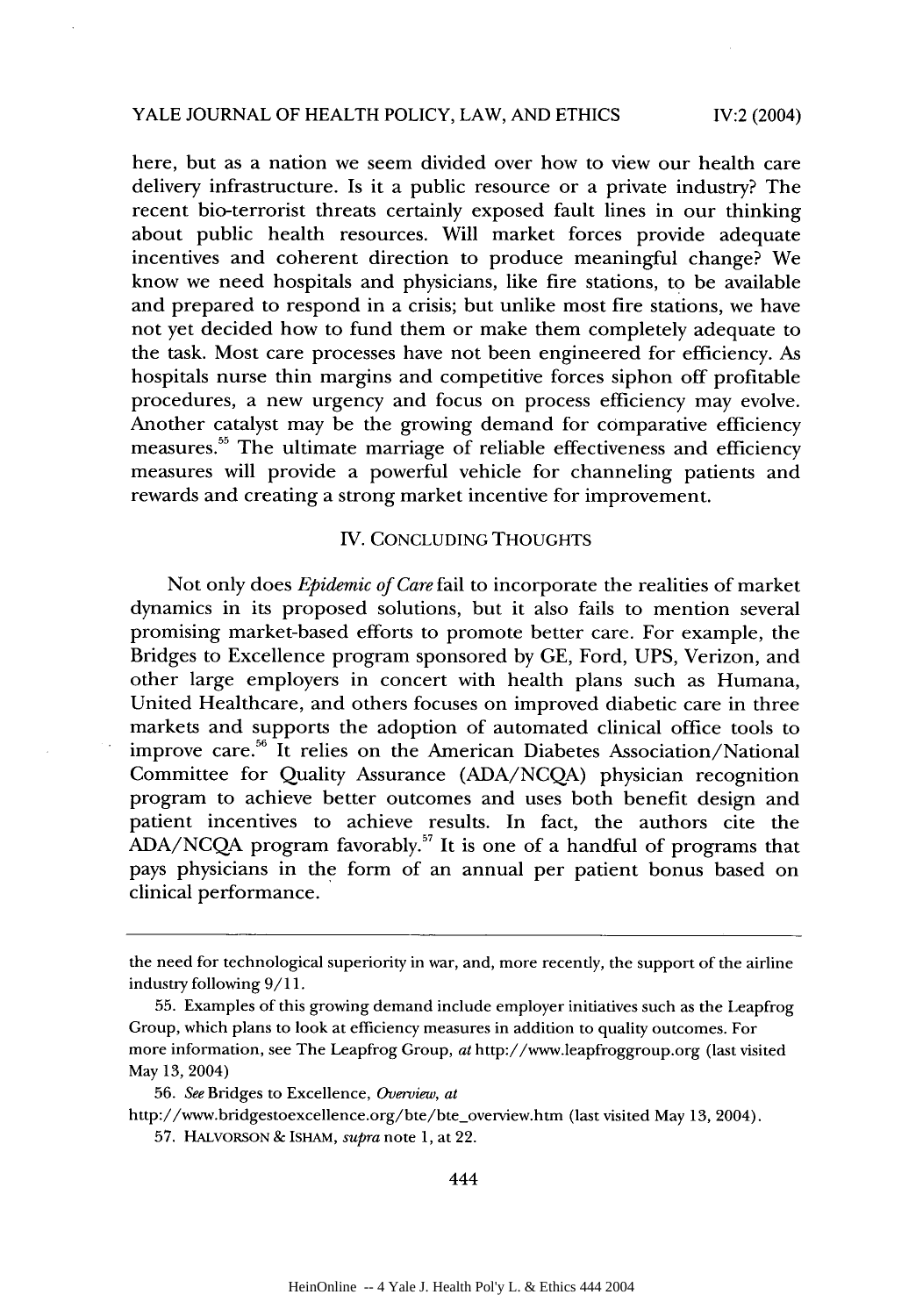here, but as a nation we seem divided over how to view our health care delivery infrastructure. Is it a public resource or a private industry? The recent bio-terrorist threats certainly exposed fault lines in our thinking about public health resources. Will market forces provide adequate incentives and coherent direction to produce meaningful change? We know we need hospitals and physicians, like fire stations, to be available and prepared to respond in a crisis; but unlike most fire stations, we have not yet decided how to fund them or make them completely adequate to the task. Most care processes have not been engineered for efficiency. As hospitals nurse thin margins and competitive forces siphon off profitable procedures, a new urgency and focus on process efficiency may evolve. Another catalyst may be the growing demand for comparative efficiency measures.[55] The ultimate marriage of reliable effectiveness and efficiency measures will provide a powerful vehicle for channeling patients and rewards and creating a strong market incentive for improvement.

## IV. CONCLUDING THOUGHTS

Not only does *Epidemic of Care* fail to incorporate the realities of market dynamics in its proposed solutions, but it also fails to mention several promising market-based efforts to promote better care. For example, the Bridges to Excellence program sponsored by GE, Ford, UPS, Verizon, and other large employers in concert with health plans such as Humana, United Healthcare, and others focuses on improved diabetic care in three markets and supports the adoption of automated clinical office tools to improve care.[56] It relies on the American Diabetes Association/National Committee for Quality Assurance (ADA/NCQA) physician recognition program to achieve better outcomes and uses both benefit design and patient incentives to achieve results. In fact, the authors cite the ADA/NCQA program favorably.[57] It is one of a handful of programs that pays physicians in the form of an annual per patient bonus based on clinical performance.

---

the need for technological superiority in war, and, more recently, the support of the airline industry following 9/11.

55. Examples of this growing demand include employer initiatives such as the Leapfrog Group, which plans to look at efficiency measures in addition to quality outcomes. For more information, see The Leapfrog Group, *at* http://www.leapfroggroup.org (last visited May 13, 2004)

56. *See* Bridges to Excellence, *Overview*, *at* http://www.bridgestoexcellence.org/bte/bte_overview.htm (last visited May 13, 2004).

57. HALVORSON & ISHAM, *supra* note 1, at 22.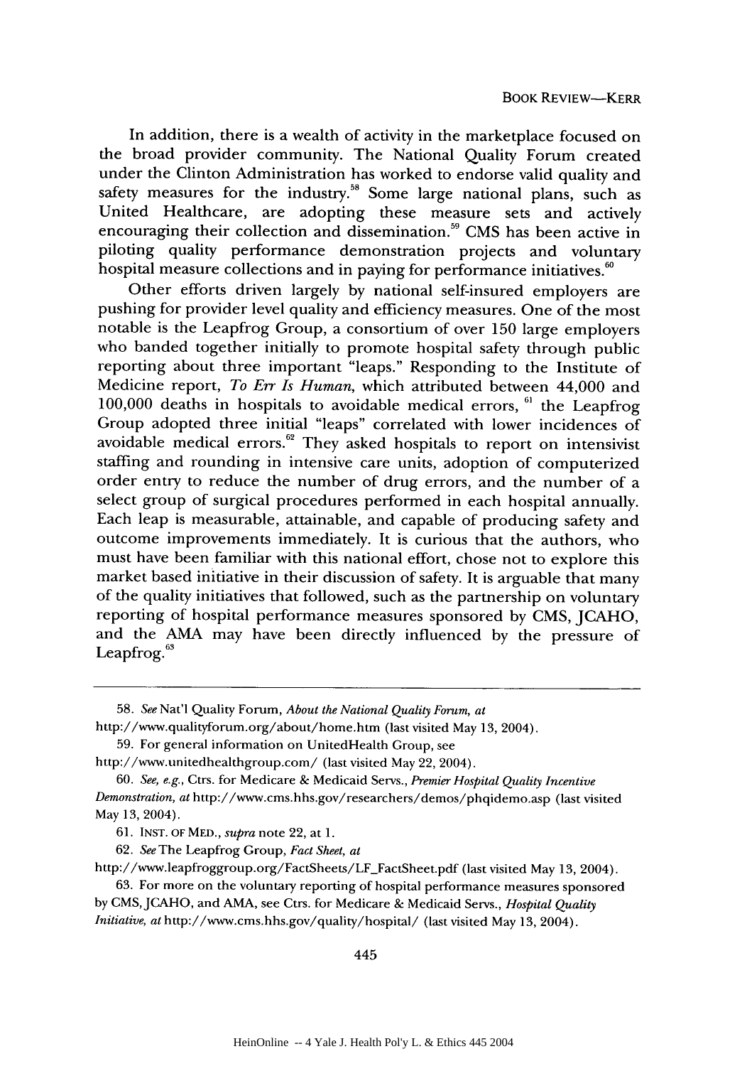In addition, there is a wealth of activity in the marketplace focused on the broad provider community. The National Quality Forum created under the Clinton Administration has worked to endorse valid quality and safety measures for the industry.[58] Some large national plans, such as United Healthcare, are adopting these measure sets and actively encouraging their collection and dissemination.[59] CMS has been active in piloting quality performance demonstration projects and voluntary hospital measure collections and in paying for performance initiatives.[60]

Other efforts driven largely by national self-insured employers are pushing for provider level quality and efficiency measures. One of the most notable is the Leapfrog Group, a consortium of over 150 large employers who banded together initially to promote hospital safety through public reporting about three important "leaps." Responding to the Institute of Medicine report, *To Err Is Human*, which attributed between 44,000 and 100,000 deaths in hospitals to avoidable medical errors, [61] the Leapfrog Group adopted three initial "leaps" correlated with lower incidences of avoidable medical errors.[62] They asked hospitals to report on intensivist staffing and rounding in intensive care units, adoption of computerized order entry to reduce the number of drug errors, and the number of a select group of surgical procedures performed in each hospital annually. Each leap is measurable, attainable, and capable of producing safety and outcome improvements immediately. It is curious that the authors, who must have been familiar with this national effort, chose not to explore this market based initiative in their discussion of safety. It is arguable that many of the quality initiatives that followed, such as the partnership on voluntary reporting of hospital performance measures sponsored by CMS, JCAHO, and the AMA may have been directly influenced by the pressure of Leapfrog.[63]

---

58. *See* Nat'l Quality Forum, *About the National Quality Forum*, *at* http://www.qualityforum.org/about/home.htm (last visited May 13, 2004).

59. For general information on UnitedHealth Group, see http://www.unitedhealthgroup.com/ (last visited May 22, 2004).

60. *See, e.g.*, Ctrs. for Medicare & Medicaid Servs., *Premier Hospital Quality Incentive Demonstration*, *at* http://www.cms.hhs.gov/researchers/demos/phqidemo.asp (last visited May 13, 2004).

61. INST. OF MED., *supra* note 22, at 1.

62. *See* The Leapfrog Group, *Fact Sheet*, *at* http://www.leapfroggroup.org/FactSheets/LF_FactSheet.pdf (last visited May 13, 2004).

63. For more on the voluntary reporting of hospital performance measures sponsored by CMS, JCAHO, and AMA, see Ctrs. for Medicare & Medicaid Servs., *Hospital Quality Initiative*, *at* http://www.cms.hhs.gov/quality/hospital/ (last visited May 13, 2004).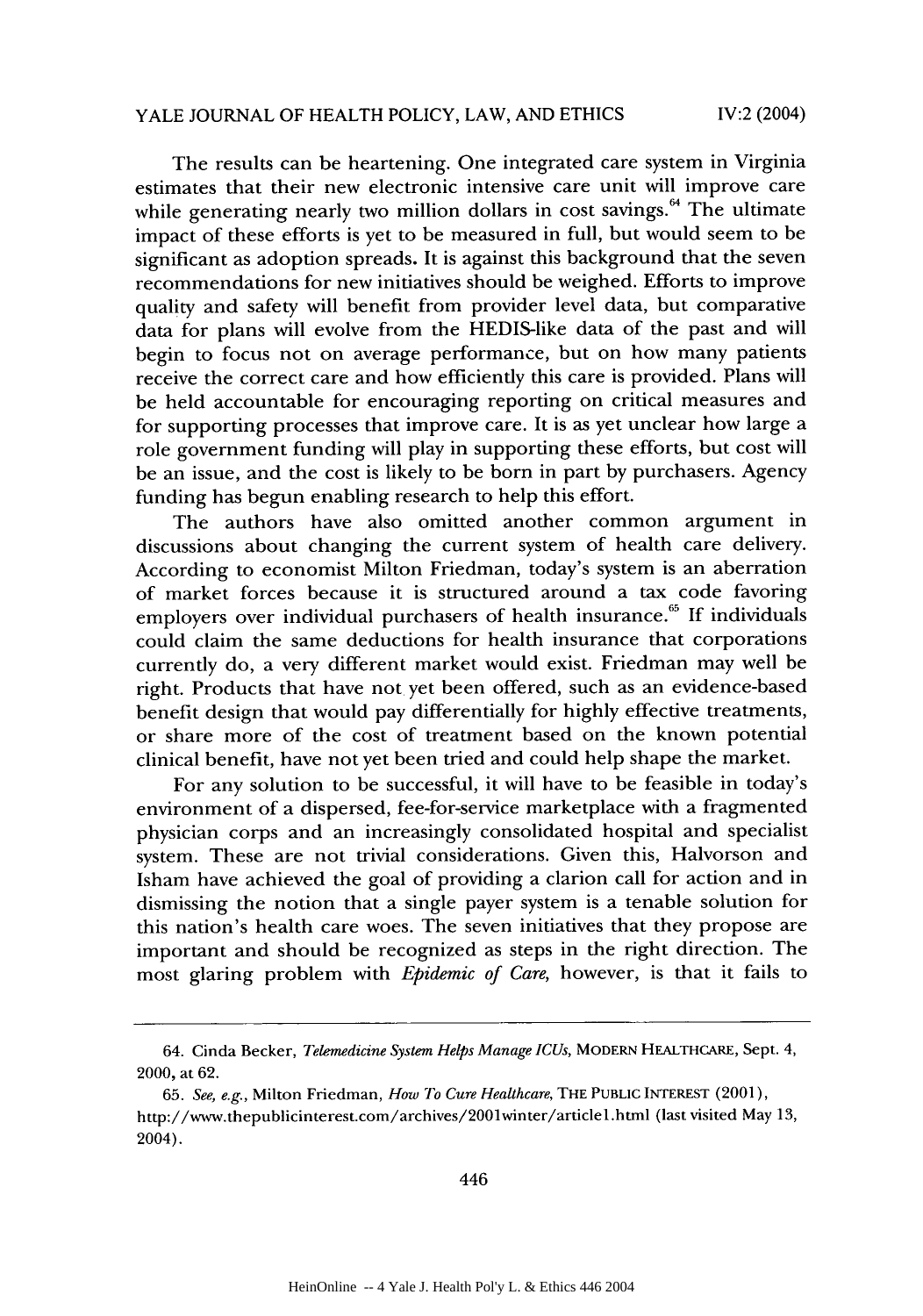The results can be heartening. One integrated care system in Virginia estimates that their new electronic intensive care unit will improve care while generating nearly two million dollars in cost savings.[64] The ultimate impact of these efforts is yet to be measured in full, but would seem to be significant as adoption spreads. It is against this background that the seven recommendations for new initiatives should be weighed. Efforts to improve quality and safety will benefit from provider level data, but comparative data for plans will evolve from the HEDIS-like data of the past and will begin to focus not on average performance, but on how many patients receive the correct care and how efficiently this care is provided. Plans will be held accountable for encouraging reporting on critical measures and for supporting processes that improve care. It is as yet unclear how large a role government funding will play in supporting these efforts, but cost will be an issue, and the cost is likely to be born in part by purchasers. Agency funding has begun enabling research to help this effort.

The authors have also omitted another common argument in discussions about changing the current system of health care delivery. According to economist Milton Friedman, today's system is an aberration of market forces because it is structured around a tax code favoring employers over individual purchasers of health insurance.[65] If individuals could claim the same deductions for health insurance that corporations currently do, a very different market would exist. Friedman may well be right. Products that have not yet been offered, such as an evidence-based benefit design that would pay differentially for highly effective treatments, or share more of the cost of treatment based on the known potential clinical benefit, have not yet been tried and could help shape the market.

For any solution to be successful, it will have to be feasible in today's environment of a dispersed, fee-for-service marketplace with a fragmented physician corps and an increasingly consolidated hospital and specialist system. These are not trivial considerations. Given this, Halvorson and Isham have achieved the goal of providing a clarion call for action and in dismissing the notion that a single payer system is a tenable solution for this nation's health care woes. The seven initiatives that they propose are important and should be recognized as steps in the right direction. The most glaring problem with *Epidemic of Care*, however, is that it fails to

---

64. Cinda Becker, *Telemedicine System Helps Manage ICUs*, MODERN HEALTHCARE, Sept. 4, 2000, at 62.

65. *See, e.g.*, Milton Friedman, *How To Cure Healthcare*, THE PUBLIC INTEREST (2001), http://www.thepublicinterest.com/archives/2001winter/article1.html (last visited May 13, 2004).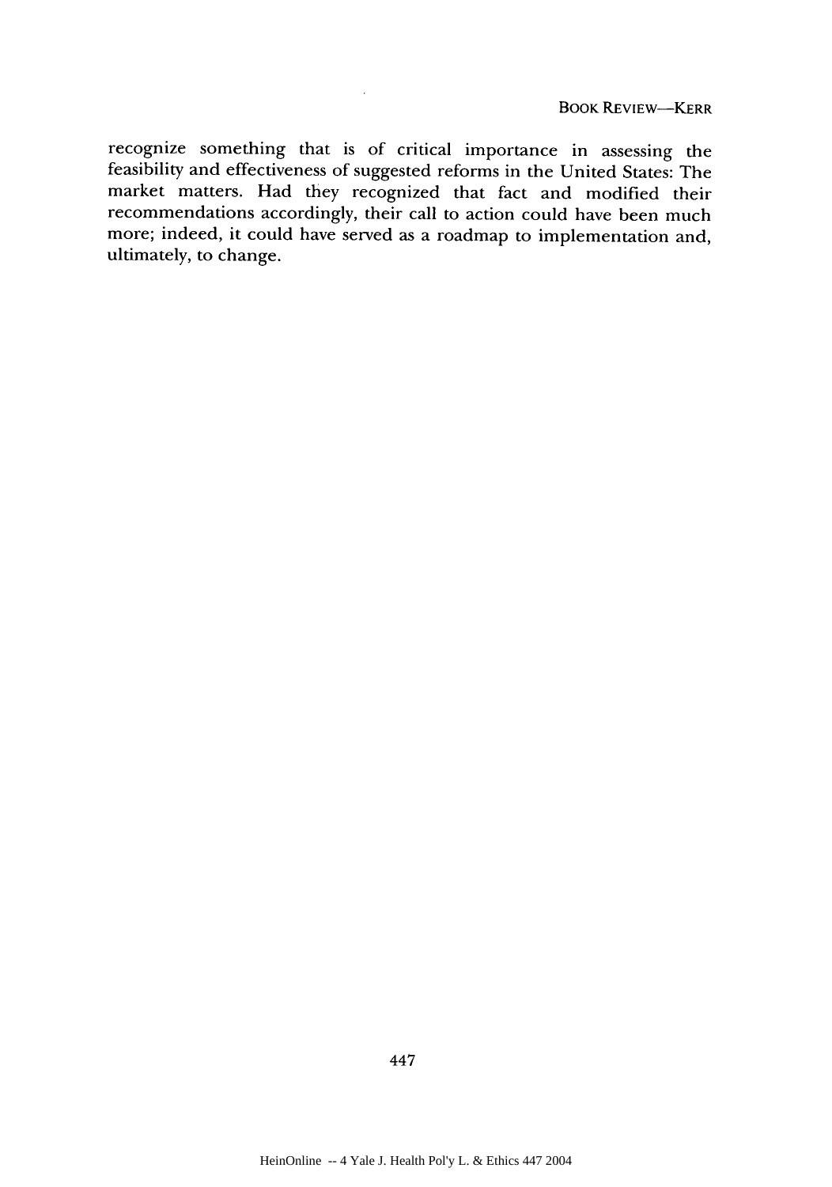recognize something that is of critical importance in assessing the feasibility and effectiveness of suggested reforms in the United States: The market matters. Had they recognized that fact and modified their recommendations accordingly, their call to action could have been much more; indeed, it could have served as a roadmap to implementation and, ultimately, to change.